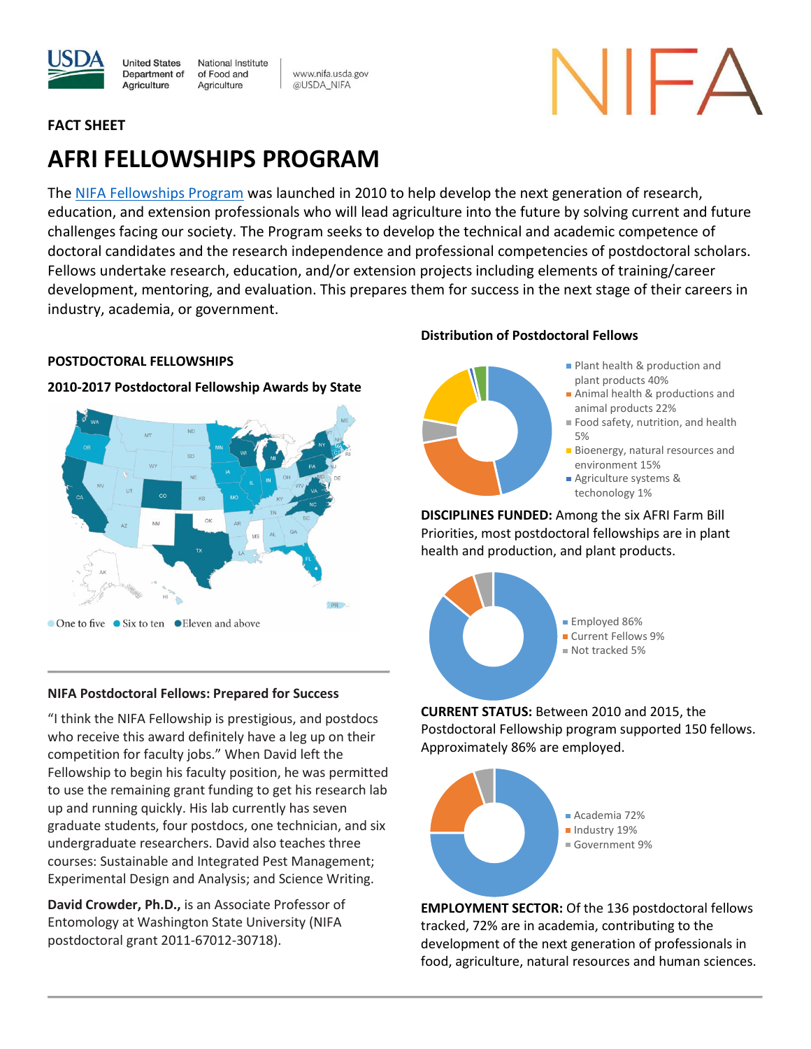FACT SHEET

# AFRI FELLOWSHIPS PROGRAM

The NIFA Fellowships Program was launched in 2010 to help develop the next generation of research, education, and extension professionals who will lead agriculture into the future by solving current and future challenges facing our society. The Program seeks to develop the technical and academic competence of doctoral candidates and the research independence and professional competencies of postdoctoral scholars. Fellows undertake research, education, and/or extension projects including elements of training/career development, mentoring, and evaluation. This prepares them for success in the next stage of their careers in industry, academia, or government.

## POSTDOCTORAL FELLOWSHIPS

### 2010-2017 Postdoctoral Fellowship Awards by State

One to five · Six to ten · Eleven and above

### NIFA Postdoctoral Fellows: Prepared for Success

"I think the NIFA Fellowship is prestigious, and postdocs who receive this award definitely have a leg up on their competition for faculty jobs." When David left the Fellowship to begin his faculty position, he was permitted to use the remaining grant funding to get his research lab up and running quickly. His lab currently has seven graduate students, four postdocs, one technician, and six undergraduate researchers. David also teaches three courses: Sustainable and Integrated Pest Management; Experimental Design and Analysis; and Science Writing.

**David Crowder, Ph.D.,** is an Associate Professor of Entomology at Washington State University (NIFA postdoctoral grant 2011-67012-30718).

### Distribution of Postdoctoral Fellows

- Plant health & production and plant products 40%
- Animal health & productions and animal products 22%
- Food safety, nutrition, and health 5%
- Bioenergy, natural resources and environment 15%
- Agriculture systems & techonology 1%

**DISCIPLINES FUNDED:** Among the six AFRI Farm Bill Priorities, most postdoctoral fellowships are in plant health and production, and plant products.

- Employed 86%
- Current Fellows 9%
- Not tracked 5%

**CURRENT STATUS:** Between 2010 and 2015, the Postdoctoral Fellowship program supported 150 fellows. Approximately 86% are employed.

- Academia 72%
- Industry 19%
- Government 9%

**EMPLOYMENT SECTOR:** Of the 136 postdoctoral fellows tracked, 72% are in academia, contributing to the development of the next generation of professionals in food, agriculture, natural resources and human sciences.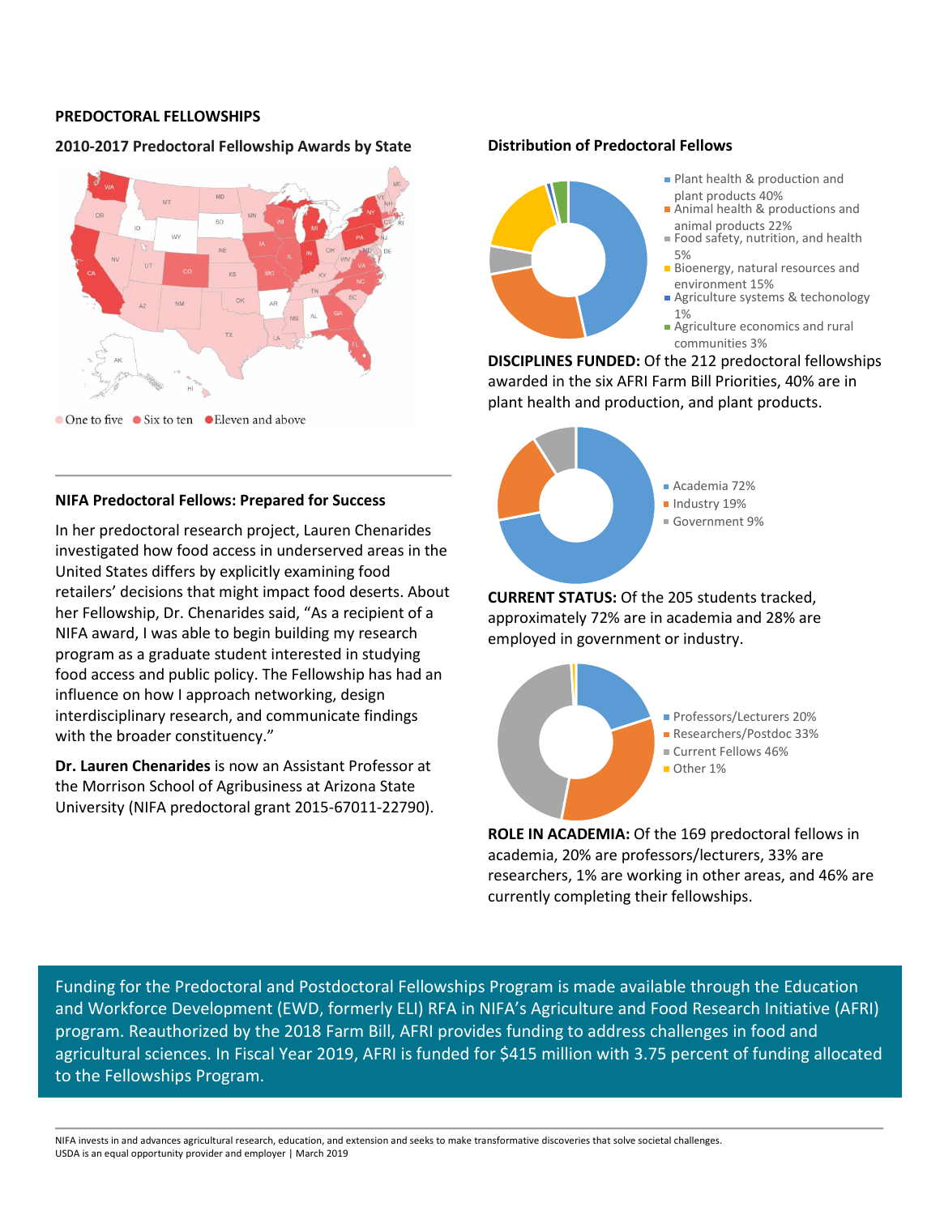**PREDOCTORAL FELLOWSHIPS**

**2010-2017 Predoctoral Fellowship Awards by State**

One to five
Six to ten
Eleven and above

**NIFA Predoctoral Fellows: Prepared for Success**

In her predoctoral research project, Lauren Chenarides investigated how food access in underserved areas in the United States differs by explicitly examining food retailers' decisions that might impact food deserts. About her Fellowship, Dr. Chenarides said, "As a recipient of a NIFA award, I was able to begin building my research program as a graduate student interested in studying food access and public policy. The Fellowship has had an influence on how I approach networking, design interdisciplinary research, and communicate findings with the broader constituency."

**Dr. Lauren Chenarides** is now an Assistant Professor at the Morrison School of Agribusiness at Arizona State University (NIFA predoctoral grant 2015-67011-22790).

**Distribution of Predoctoral Fellows**

Plant health & production and plant products 40%
Animal health & productions and animal products 22%
Food safety, nutrition, and health 5%
Bioenergy, natural resources and environment 15%
Agriculture systems & techonology 1%
Agriculture economics and rural communities 3%

**DISCIPLINES FUNDED:** Of the 212 predoctoral fellowships awarded in the six AFRI Farm Bill Priorities, 40% are in plant health and production, and plant products.

Academia 72%
Industry 19%
Government 9%

**CURRENT STATUS:** Of the 205 students tracked, approximately 72% are in academia and 28% are employed in government or industry.

Professors/Lecturers 20%
Researchers/Postdoc 33%
Current Fellows 46%
Other 1%

**ROLE IN ACADEMIA:** Of the 169 predoctoral fellows in academia, 20% are professors/lecturers, 33% are researchers, 1% are working in other areas, and 46% are currently completing their fellowships.

Funding for the Predoctoral and Postdoctoral Fellowships Program is made available through the Education and Workforce Development (EWD, formerly ELI) RFA in NIFA's Agriculture and Food Research Initiative (AFRI) program. Reauthorized by the 2018 Farm Bill, AFRI provides funding to address challenges in food and agricultural sciences. In Fiscal Year 2019, AFRI is funded for $415 million with 3.75 percent of funding allocated to the Fellowships Program.

NIFA invests in and advances agricultural research, education, and extension and seeks to make transformative discoveries that solve societal challenges.
USDA is an equal opportunity provider and employer | March 2019